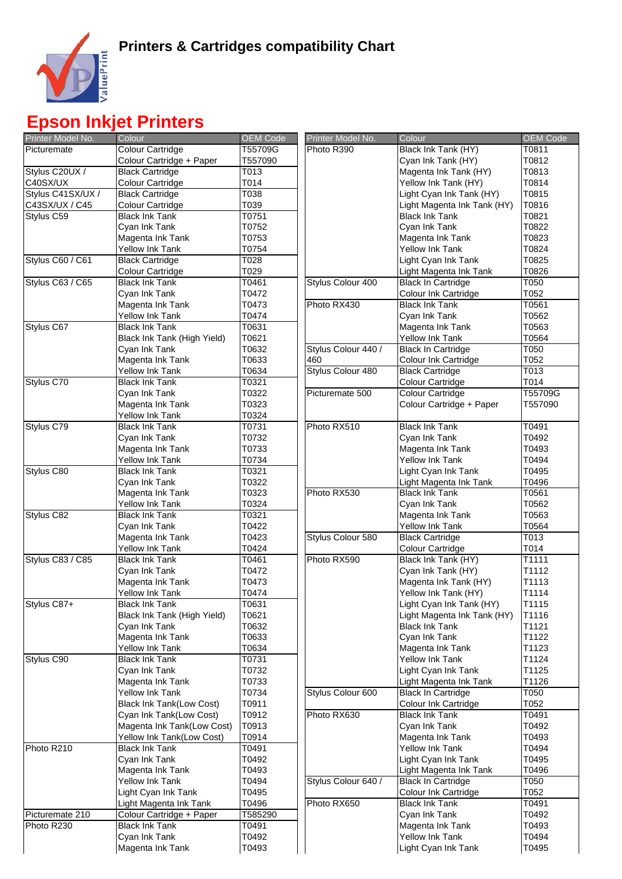# Printers & Cartridges compatibility Chart

## Epson Inkjet Printers

| Printer Model No. | Colour | OEM Code |
|---|---|---|
| Picturemate | Colour Cartridge | T55709G |
| | Colour Cartridge + Paper | T557090 |
| Stylus C20UX / C40SX/UX | Black Cartridge | T013 |
| | Colour Cartridge | T014 |
| Stylus C41SX/UX / C43SX/UX / C45 | Black Cartridge | T038 |
| | Colour Cartridge | T039 |
| Stylus C59 | Black Ink Tank | T0751 |
| | Cyan Ink Tank | T0752 |
| | Magenta Ink Tank | T0753 |
| | Yellow Ink Tank | T0754 |
| Stylus C60 / C61 | Black Cartridge | T028 |
| | Colour Cartridge | T029 |
| Stylus C63 / C65 | Black Ink Tank | T0461 |
| | Cyan Ink Tank | T0472 |
| | Magenta Ink Tank | T0473 |
| | Yellow Ink Tank | T0474 |
| Stylus C67 | Black Ink Tank | T0631 |
| | Black Ink Tank (High Yield) | T0621 |
| | Cyan Ink Tank | T0632 |
| | Magenta Ink Tank | T0633 |
| | Yellow Ink Tank | T0634 |
| Stylus C70 | Black Ink Tank | T0321 |
| | Cyan Ink Tank | T0322 |
| | Magenta Ink Tank | T0323 |
| | Yellow Ink Tank | T0324 |
| Stylus C79 | Black Ink Tank | T0731 |
| | Cyan Ink Tank | T0732 |
| | Magenta Ink Tank | T0733 |
| | Yellow Ink Tank | T0734 |
| Stylus C80 | Black Ink Tank | T0321 |
| | Cyan Ink Tank | T0322 |
| | Magenta Ink Tank | T0323 |
| | Yellow Ink Tank | T0324 |
| Stylus C82 | Black Ink Tank | T0321 |
| | Cyan Ink Tank | T0422 |
| | Magenta Ink Tank | T0423 |
| | Yellow Ink Tank | T0424 |
| Stylus C83 / C85 | Black Ink Tank | T0461 |
| | Cyan Ink Tank | T0472 |
| | Magenta Ink Tank | T0473 |
| | Yellow Ink Tank | T0474 |
| Stylus C87+ | Black Ink Tank | T0631 |
| | Black Ink Tank (High Yield) | T0621 |
| | Cyan Ink Tank | T0632 |
| | Magenta Ink Tank | T0633 |
| | Yellow Ink Tank | T0634 |
| Stylus C90 | Black Ink Tank | T0731 |
| | Cyan Ink Tank | T0732 |
| | Magenta Ink Tank | T0733 |
| | Yellow Ink Tank | T0734 |
| | Black Ink Tank(Low Cost) | T0911 |
| | Cyan Ink Tank(Low Cost) | T0912 |
| | Magenta Ink Tank(Low Cost) | T0913 |
| | Yellow Ink Tank(Low Cost) | T0914 |
| Photo R210 | Black Ink Tank | T0491 |
| | Cyan Ink Tank | T0492 |
| | Magenta Ink Tank | T0493 |
| | Yellow Ink Tank | T0494 |
| | Light Cyan Ink Tank | T0495 |
| | Light Magenta Ink Tank | T0496 |
| Picturemate 210 | Colour Cartridge + Paper | T585290 |
| Photo R230 | Black Ink Tank | T0491 |
| | Cyan Ink Tank | T0492 |
| | Magenta Ink Tank | T0493 |

| Printer Model No. | Colour | OEM Code |
|---|---|---|
| Photo R390 | Black Ink Tank (HY) | T0811 |
| | Cyan Ink Tank (HY) | T0812 |
| | Magenta Ink Tank (HY) | T0813 |
| | Yellow Ink Tank (HY) | T0814 |
| | Light Cyan Ink Tank (HY) | T0815 |
| | Light Magenta Ink Tank (HY) | T0816 |
| | Black Ink Tank | T0821 |
| | Cyan Ink Tank | T0822 |
| | Magenta Ink Tank | T0823 |
| | Yellow Ink Tank | T0824 |
| | Light Cyan Ink Tank | T0825 |
| | Light Magenta Ink Tank | T0826 |
| Stylus Colour 400 | Black In Cartridge | T050 |
| | Colour Ink Cartridge | T052 |
| Photo RX430 | Black Ink Tank | T0561 |
| | Cyan Ink Tank | T0562 |
| | Magenta Ink Tank | T0563 |
| | Yellow Ink Tank | T0564 |
| Stylus Colour 440 / 460 | Black In Cartridge | T050 |
| | Colour Ink Cartridge | T052 |
| Stylus Colour 480 | Black Cartridge | T013 |
| | Colour Cartridge | T014 |
| Picturemate 500 | Colour Cartridge | T55709G |
| | Colour Cartridge + Paper | T557090 |
| Photo RX510 | Black Ink Tank | T0491 |
| | Cyan Ink Tank | T0492 |
| | Magenta Ink Tank | T0493 |
| | Yellow Ink Tank | T0494 |
| | Light Cyan Ink Tank | T0495 |
| | Light Magenta Ink Tank | T0496 |
| Photo RX530 | Black Ink Tank | T0561 |
| | Cyan Ink Tank | T0562 |
| | Magenta Ink Tank | T0563 |
| | Yellow Ink Tank | T0564 |
| Stylus Colour 580 | Black Cartridge | T013 |
| | Colour Cartridge | T014 |
| Photo RX590 | Black Ink Tank (HY) | T1111 |
| | Cyan Ink Tank (HY) | T1112 |
| | Magenta Ink Tank (HY) | T1113 |
| | Yellow Ink Tank (HY) | T1114 |
| | Light Cyan Ink Tank (HY) | T1115 |
| | Light Magenta Ink Tank (HY) | T1116 |
| | Black Ink Tank | T1121 |
| | Cyan Ink Tank | T1122 |
| | Magenta Ink Tank | T1123 |
| | Yellow Ink Tank | T1124 |
| | Light Cyan Ink Tank | T1125 |
| | Light Magenta Ink Tank | T1126 |
| Stylus Colour 600 | Black In Cartridge | T050 |
| | Colour Ink Cartridge | T052 |
| Photo RX630 | Black Ink Tank | T0491 |
| | Cyan Ink Tank | T0492 |
| | Magenta Ink Tank | T0493 |
| | Yellow Ink Tank | T0494 |
| | Light Cyan Ink Tank | T0495 |
| | Light Magenta Ink Tank | T0496 |
| Stylus Colour 640 / | Black In Cartridge | T050 |
| | Colour Ink Cartridge | T052 |
| Photo RX650 | Black Ink Tank | T0491 |
| | Cyan Ink Tank | T0492 |
| | Magenta Ink Tank | T0493 |
| | Yellow Ink Tank | T0494 |
| | Light Cyan Ink Tank | T0495 |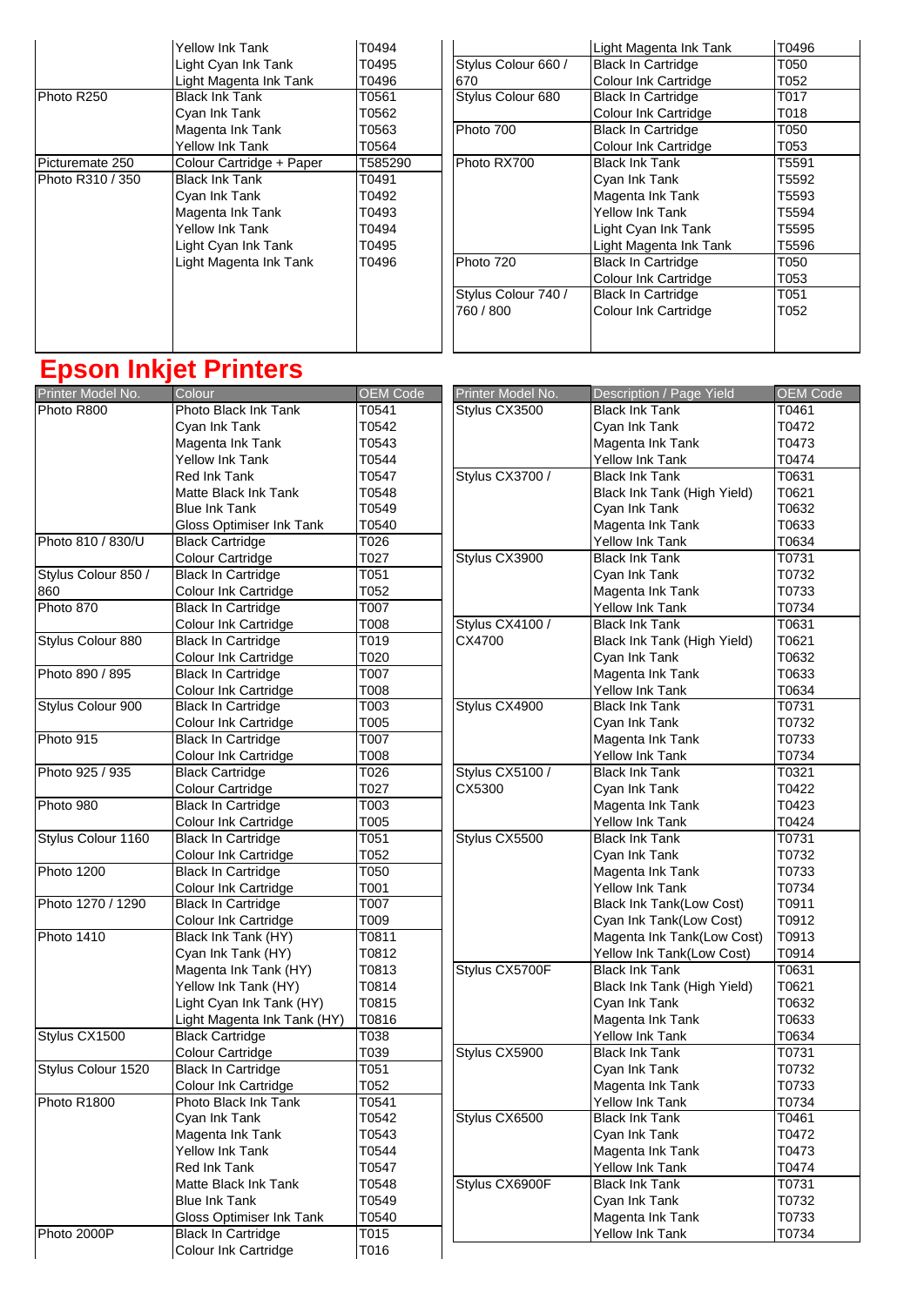| | | |
|---|---|---|
| | Yellow Ink Tank | T0494 |
| | Light Cyan Ink Tank | T0495 |
| | Light Magenta Ink Tank | T0496 |
| Photo R250 | Black Ink Tank | T0561 |
| | Cyan Ink Tank | T0562 |
| | Magenta Ink Tank | T0563 |
| | Yellow Ink Tank | T0564 |
| Picturemate 250 | Colour Cartridge + Paper | T585290 |
| Photo R310 / 350 | Black Ink Tank | T0491 |
| | Cyan Ink Tank | T0492 |
| | Magenta Ink Tank | T0493 |
| | Yellow Ink Tank | T0494 |
| | Light Cyan Ink Tank | T0495 |
| | Light Magenta Ink Tank | T0496 |

| | | |
|---|---|---|
| | Light Magenta Ink Tank | T0496 |
| Stylus Colour 660 / 670 | Black In Cartridge | T050 |
| | Colour Ink Cartridge | T052 |
| Stylus Colour 680 | Black In Cartridge | T017 |
| | Colour Ink Cartridge | T018 |
| Photo 700 | Black In Cartridge | T050 |
| | Colour Ink Cartridge | T053 |
| Photo RX700 | Black Ink Tank | T5591 |
| | Cyan Ink Tank | T5592 |
| | Magenta Ink Tank | T5593 |
| | Yellow Ink Tank | T5594 |
| | Light Cyan Ink Tank | T5595 |
| | Light Magenta Ink Tank | T5596 |
| Photo 720 | Black In Cartridge | T050 |
| | Colour Ink Cartridge | T053 |
| Stylus Colour 740 / 760 / 800 | Black In Cartridge | T051 |
| | Colour Ink Cartridge | T052 |

# Epson Inkjet Printers

| Printer Model No. | Colour | OEM Code |
|---|---|---|
| Photo R800 | Photo Black Ink Tank | T0541 |
| | Cyan Ink Tank | T0542 |
| | Magenta Ink Tank | T0543 |
| | Yellow Ink Tank | T0544 |
| | Red Ink Tank | T0547 |
| | Matte Black Ink Tank | T0548 |
| | Blue Ink Tank | T0549 |
| | Gloss Optimiser Ink Tank | T0540 |
| Photo 810 / 830/U | Black Cartridge | T026 |
| | Colour Cartridge | T027 |
| Stylus Colour 850 / 860 | Black In Cartridge | T051 |
| | Colour Ink Cartridge | T052 |
| Photo 870 | Black In Cartridge | T007 |
| | Colour Ink Cartridge | T008 |
| Stylus Colour 880 | Black In Cartridge | T019 |
| | Colour Ink Cartridge | T020 |
| Photo 890 / 895 | Black In Cartridge | T007 |
| | Colour Ink Cartridge | T008 |
| Stylus Colour 900 | Black In Cartridge | T003 |
| | Colour Ink Cartridge | T005 |
| Photo 915 | Black In Cartridge | T007 |
| | Colour Ink Cartridge | T008 |
| Photo 925 / 935 | Black Cartridge | T026 |
| | Colour Cartridge | T027 |
| Photo 980 | Black In Cartridge | T003 |
| | Colour Ink Cartridge | T005 |
| Stylus Colour 1160 | Black In Cartridge | T051 |
| | Colour Ink Cartridge | T052 |
| Photo 1200 | Black In Cartridge | T050 |
| | Colour Ink Cartridge | T001 |
| Photo 1270 / 1290 | Black In Cartridge | T007 |
| | Colour Ink Cartridge | T009 |
| Photo 1410 | Black Ink Tank (HY) | T0811 |
| | Cyan Ink Tank (HY) | T0812 |
| | Magenta Ink Tank (HY) | T0813 |
| | Yellow Ink Tank (HY) | T0814 |
| | Light Cyan Ink Tank (HY) | T0815 |
| | Light Magenta Ink Tank (HY) | T0816 |
| Stylus CX1500 | Black Cartridge | T038 |
| | Colour Cartridge | T039 |
| Stylus Colour 1520 | Black In Cartridge | T051 |
| | Colour Ink Cartridge | T052 |
| Photo R1800 | Photo Black Ink Tank | T0541 |
| | Cyan Ink Tank | T0542 |
| | Magenta Ink Tank | T0543 |
| | Yellow Ink Tank | T0544 |
| | Red Ink Tank | T0547 |
| | Matte Black Ink Tank | T0548 |
| | Blue Ink Tank | T0549 |
| | Gloss Optimiser Ink Tank | T0540 |
| Photo 2000P | Black In Cartridge | T015 |
| | Colour Ink Cartridge | T016 |

| Printer Model No. | Description / Page Yield | OEM Code |
|---|---|---|
| Stylus CX3500 | Black Ink Tank | T0461 |
| | Cyan Ink Tank | T0472 |
| | Magenta Ink Tank | T0473 |
| | Yellow Ink Tank | T0474 |
| Stylus CX3700 / | Black Ink Tank | T0631 |
| | Black Ink Tank (High Yield) | T0621 |
| | Cyan Ink Tank | T0632 |
| | Magenta Ink Tank | T0633 |
| | Yellow Ink Tank | T0634 |
| Stylus CX3900 | Black Ink Tank | T0731 |
| | Cyan Ink Tank | T0732 |
| | Magenta Ink Tank | T0733 |
| | Yellow Ink Tank | T0734 |
| Stylus CX4100 / CX4700 | Black Ink Tank | T0631 |
| | Black Ink Tank (High Yield) | T0621 |
| | Cyan Ink Tank | T0632 |
| | Magenta Ink Tank | T0633 |
| | Yellow Ink Tank | T0634 |
| Stylus CX4900 | Black Ink Tank | T0731 |
| | Cyan Ink Tank | T0732 |
| | Magenta Ink Tank | T0733 |
| | Yellow Ink Tank | T0734 |
| Stylus CX5100 / CX5300 | Black Ink Tank | T0321 |
| | Cyan Ink Tank | T0422 |
| | Magenta Ink Tank | T0423 |
| | Yellow Ink Tank | T0424 |
| Stylus CX5500 | Black Ink Tank | T0731 |
| | Cyan Ink Tank | T0732 |
| | Magenta Ink Tank | T0733 |
| | Yellow Ink Tank | T0734 |
| | Black Ink Tank(Low Cost) | T0911 |
| | Cyan Ink Tank(Low Cost) | T0912 |
| | Magenta Ink Tank(Low Cost) | T0913 |
| | Yellow Ink Tank(Low Cost) | T0914 |
| Stylus CX5700F | Black Ink Tank | T0631 |
| | Black Ink Tank (High Yield) | T0621 |
| | Cyan Ink Tank | T0632 |
| | Magenta Ink Tank | T0633 |
| | Yellow Ink Tank | T0634 |
| Stylus CX5900 | Black Ink Tank | T0731 |
| | Cyan Ink Tank | T0732 |
| | Magenta Ink Tank | T0733 |
| | Yellow Ink Tank | T0734 |
| Stylus CX6500 | Black Ink Tank | T0461 |
| | Cyan Ink Tank | T0472 |
| | Magenta Ink Tank | T0473 |
| | Yellow Ink Tank | T0474 |
| Stylus CX6900F | Black Ink Tank | T0731 |
| | Cyan Ink Tank | T0732 |
| | Magenta Ink Tank | T0733 |
| | Yellow Ink Tank | T0734 |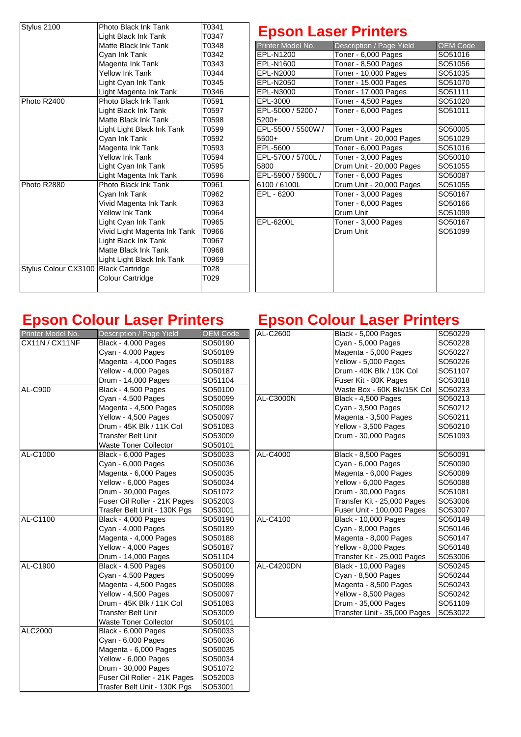| | | |
|---|---|---|
| Stylus 2100 | Photo Black Ink Tank | T0341 |
| | Light Black Ink Tank | T0347 |
| | Matte Black Ink Tank | T0348 |
| | Cyan Ink Tank | T0342 |
| | Magenta Ink Tank | T0343 |
| | Yellow Ink Tank | T0344 |
| | Light Cyan Ink Tank | T0345 |
| | Light Magenta Ink Tank | T0346 |
| Photo R2400 | Photo Black Ink Tank | T0591 |
| | Light Black Ink Tank | T0597 |
| | Matte Black Ink Tank | T0598 |
| | Light Light Black Ink Tank | T0599 |
| | Cyan Ink Tank | T0592 |
| | Magenta Ink Tank | T0593 |
| | Yellow Ink Tank | T0594 |
| | Light Cyan Ink Tank | T0595 |
| | Light Magenta Ink Tank | T0596 |
| Photo R2880 | Photo Black Ink Tank | T0961 |
| | Cyan Ink Tank | T0962 |
| | Vivid Magenta Ink Tank | T0963 |
| | Yellow Ink Tank | T0964 |
| | Light Cyan Ink Tank | T0965 |
| | Vivid Light Magenta Ink Tank | T0966 |
| | Light Black Ink Tank | T0967 |
| | Matte Black Ink Tank | T0968 |
| | Light Light Black Ink Tank | T0969 |
| Stylus Colour CX3100 | Black Cartridge | T028 |
| | Colour Cartridge | T029 |

# Epson Laser Printers

| Printer Model No. | Description / Page Yield | OEM Code |
|---|---|---|
| EPL-N1200 | Toner - 6,000 Pages | SO51016 |
| EPL-N1600 | Toner - 8,500 Pages | SO51056 |
| EPL-N2000 | Toner - 10,000 Pages | SO51035 |
| EPL-N2050 | Toner - 15,000 Pages | SO51070 |
| EPL-N3000 | Toner - 17,000 Pages | SO51111 |
| EPL-3000 | Toner - 4,500 Pages | SO51020 |
| EPL-5000 / 5200 / 5200+ | Toner - 6,000 Pages | SO51011 |
| EPL-5500 / 5500W / 5500+ | Toner - 3,000 Pages | SO50005 |
| | Drum Unit - 20,000 Pages | SO51029 |
| EPL-5600 | Toner - 6,000 Pages | SO51016 |
| EPL-5700 / 5700L / 5800 | Toner - 3,000 Pages | SO50010 |
| | Drum Unit - 20,000 Pages | SO51055 |
| EPL-5900 / 5900L / 6100 / 6100L | Toner - 6,000 Pages | SO50087 |
| | Drum Unit - 20,000 Pages | SO51055 |
| EPL - 6200 | Toner - 3,000 Pages | SO50167 |
| | Toner - 6,000 Pages | SO50166 |
| | Drum Unit | SO51099 |
| EPL-6200L | Toner - 3,000 Pages | SO50167 |
| | Drum Unit | SO51099 |

# Epson Colour Laser Printers

| Printer Model No. | Description / Page Yield | OEM Code |
|---|---|---|
| CX11N / CX11NF | Black - 4,000 Pages | SO50190 |
| | Cyan - 4,000 Pages | SO50189 |
| | Magenta - 4,000 Pages | SO50188 |
| | Yellow - 4,000 Pages | SO50187 |
| | Drum - 14,000 Pages | SO51104 |
| AL-C900 | Black - 4,500 Pages | SO50100 |
| | Cyan - 4,500 Pages | SO50099 |
| | Magenta - 4,500 Pages | SO50098 |
| | Yellow - 4,500 Pages | SO50097 |
| | Drum - 45K Blk / 11K Col | SO51083 |
| | Transfer Belt Unit | SO53009 |
| | Waste Toner Collector | SO50101 |
| AL-C1000 | Black - 6,000 Pages | SO50033 |
| | Cyan - 6,000 Pages | SO50036 |
| | Magenta - 6,000 Pages | SO50035 |
| | Yellow - 6,000 Pages | SO50034 |
| | Drum - 30,000 Pages | SO51072 |
| | Fuser Oil Roller - 21K Pages | SO52003 |
| | Trasfer Belt Unit - 130K Pgs | SO53001 |
| AL-C1100 | Black - 4,000 Pages | SO50190 |
| | Cyan - 4,000 Pages | SO50189 |
| | Magenta - 4,000 Pages | SO50188 |
| | Yellow - 4,000 Pages | SO50187 |
| | Drum - 14,000 Pages | SO51104 |
| AL-C1900 | Black - 4,500 Pages | SO50100 |
| | Cyan - 4,500 Pages | SO50099 |
| | Magenta - 4,500 Pages | SO50098 |
| | Yellow - 4,500 Pages | SO50097 |
| | Drum - 45K Blk / 11K Col | SO51083 |
| | Transfer Belt Unit | SO53009 |
| | Waste Toner Collector | SO50101 |
| ALC2000 | Black - 6,000 Pages | SO50033 |
| | Cyan - 6,000 Pages | SO50036 |
| | Magenta - 6,000 Pages | SO50035 |
| | Yellow - 6,000 Pages | SO50034 |
| | Drum - 30,000 Pages | SO51072 |
| | Fuser Oil Roller - 21K Pages | SO52003 |
| | Trasfer Belt Unit - 130K Pgs | SO53001 |

# Epson Colour Laser Printers

| | | |
|---|---|---|
| AL-C2600 | Black - 5,000 Pages | SO50229 |
| | Cyan - 5,000 Pages | SO50228 |
| | Magenta - 5,000 Pages | SO50227 |
| | Yellow - 5,000 Pages | SO50226 |
| | Drum - 40K Blk / 10K Col | SO51107 |
| | Fuser Kit - 80K Pages | SO53018 |
| | Waste Box - 60K Blk/15K Col | SO50233 |
| AL-C3000N | Black - 4,500 Pages | SO50213 |
| | Cyan - 3,500 Pages | SO50212 |
| | Magenta - 3,500 Pages | SO50211 |
| | Yellow - 3,500 Pages | SO50210 |
| | Drum - 30,000 Pages | SO51093 |
| AL-C4000 | Black - 8,500 Pages | SO50091 |
| | Cyan - 6,000 Pages | SO50090 |
| | Magenta - 6,000 Pages | SO50089 |
| | Yellow - 6,000 Pages | SO50088 |
| | Drum - 30,000 Pages | SO51081 |
| | Transfer Kit - 25,000 Pages | SO53006 |
| | Fuser Unit - 100,000 Pages | SO53007 |
| AL-C4100 | Black - 10,000 Pages | SO50149 |
| | Cyan - 8,000 Pages | SO50146 |
| | Magenta - 8,000 Pages | SO50147 |
| | Yellow - 8,000 Pages | SO50148 |
| | Transfer Kit - 25,000 Pages | SO53006 |
| AL-C4200DN | Black - 10,000 Pages | SO50245 |
| | Cyan - 8,500 Pages | SO50244 |
| | Magenta - 8,500 Pages | SO50243 |
| | Yellow - 8,500 Pages | SO50242 |
| | Drum - 35,000 Pages | SO51109 |
| | Transfer Unit - 35,000 Pages | SO53022 |